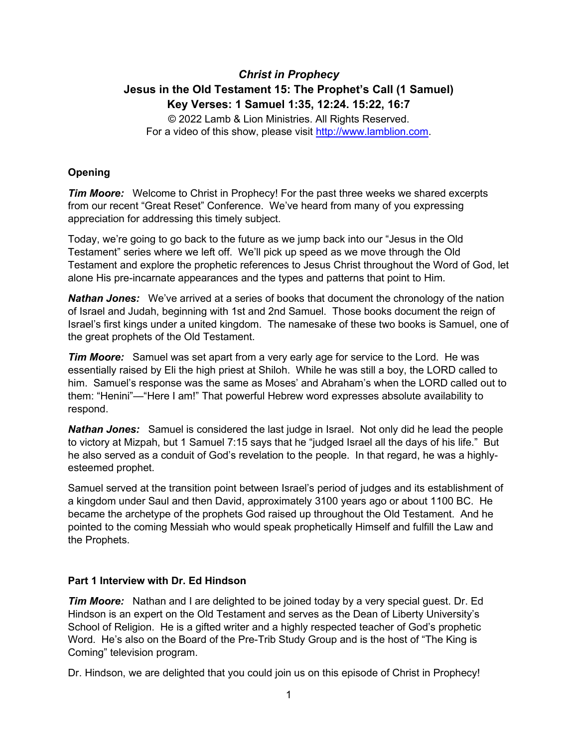# *Christ in Prophecy*

## Jesus in the Old Testament 15: The Prophet's Call (1 Samuel)

### Key Verses: 1 Samuel 1:35, 12:24. 15:22, 16:7

© 2022 Lamb & Lion Ministries. All Rights Reserved.
For a video of this show, please visit http://www.lamblion.com.

**Opening**

***Tim Moore:*** Welcome to Christ in Prophecy! For the past three weeks we shared excerpts from our recent "Great Reset" Conference. We've heard from many of you expressing appreciation for addressing this timely subject.

Today, we're going to go back to the future as we jump back into our "Jesus in the Old Testament" series where we left off. We'll pick up speed as we move through the Old Testament and explore the prophetic references to Jesus Christ throughout the Word of God, let alone His pre-incarnate appearances and the types and patterns that point to Him.

***Nathan Jones:*** We've arrived at a series of books that document the chronology of the nation of Israel and Judah, beginning with 1st and 2nd Samuel. Those books document the reign of Israel's first kings under a united kingdom. The namesake of these two books is Samuel, one of the great prophets of the Old Testament.

***Tim Moore:*** Samuel was set apart from a very early age for service to the Lord. He was essentially raised by Eli the high priest at Shiloh. While he was still a boy, the LORD called to him. Samuel's response was the same as Moses' and Abraham's when the LORD called out to them: "Henini"—"Here I am!" That powerful Hebrew word expresses absolute availability to respond.

***Nathan Jones:*** Samuel is considered the last judge in Israel. Not only did he lead the people to victory at Mizpah, but 1 Samuel 7:15 says that he "judged Israel all the days of his life." But he also served as a conduit of God's revelation to the people. In that regard, he was a highly-esteemed prophet.

Samuel served at the transition point between Israel's period of judges and its establishment of a kingdom under Saul and then David, approximately 3100 years ago or about 1100 BC. He became the archetype of the prophets God raised up throughout the Old Testament. And he pointed to the coming Messiah who would speak prophetically Himself and fulfill the Law and the Prophets.

**Part 1 Interview with Dr. Ed Hindson**

***Tim Moore:*** Nathan and I are delighted to be joined today by a very special guest. Dr. Ed Hindson is an expert on the Old Testament and serves as the Dean of Liberty University's School of Religion. He is a gifted writer and a highly respected teacher of God's prophetic Word. He's also on the Board of the Pre-Trib Study Group and is the host of "The King is Coming" television program.

Dr. Hindson, we are delighted that you could join us on this episode of Christ in Prophecy!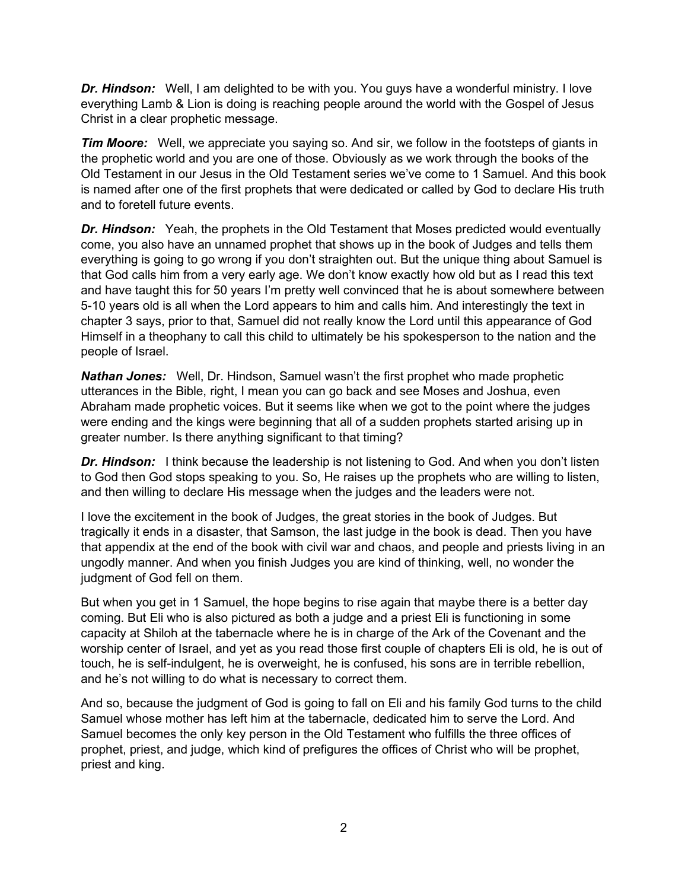***Dr. Hindson:*** Well, I am delighted to be with you. You guys have a wonderful ministry. I love everything Lamb & Lion is doing is reaching people around the world with the Gospel of Jesus Christ in a clear prophetic message.

***Tim Moore:*** Well, we appreciate you saying so. And sir, we follow in the footsteps of giants in the prophetic world and you are one of those. Obviously as we work through the books of the Old Testament in our Jesus in the Old Testament series we've come to 1 Samuel. And this book is named after one of the first prophets that were dedicated or called by God to declare His truth and to foretell future events.

***Dr. Hindson:*** Yeah, the prophets in the Old Testament that Moses predicted would eventually come, you also have an unnamed prophet that shows up in the book of Judges and tells them everything is going to go wrong if you don't straighten out. But the unique thing about Samuel is that God calls him from a very early age. We don't know exactly how old but as I read this text and have taught this for 50 years I'm pretty well convinced that he is about somewhere between 5-10 years old is all when the Lord appears to him and calls him. And interestingly the text in chapter 3 says, prior to that, Samuel did not really know the Lord until this appearance of God Himself in a theophany to call this child to ultimately be his spokesperson to the nation and the people of Israel.

***Nathan Jones:*** Well, Dr. Hindson, Samuel wasn't the first prophet who made prophetic utterances in the Bible, right, I mean you can go back and see Moses and Joshua, even Abraham made prophetic voices. But it seems like when we got to the point where the judges were ending and the kings were beginning that all of a sudden prophets started arising up in greater number. Is there anything significant to that timing?

***Dr. Hindson:*** I think because the leadership is not listening to God. And when you don't listen to God then God stops speaking to you. So, He raises up the prophets who are willing to listen, and then willing to declare His message when the judges and the leaders were not.

I love the excitement in the book of Judges, the great stories in the book of Judges. But tragically it ends in a disaster, that Samson, the last judge in the book is dead. Then you have that appendix at the end of the book with civil war and chaos, and people and priests living in an ungodly manner. And when you finish Judges you are kind of thinking, well, no wonder the judgment of God fell on them.

But when you get in 1 Samuel, the hope begins to rise again that maybe there is a better day coming. But Eli who is also pictured as both a judge and a priest Eli is functioning in some capacity at Shiloh at the tabernacle where he is in charge of the Ark of the Covenant and the worship center of Israel, and yet as you read those first couple of chapters Eli is old, he is out of touch, he is self-indulgent, he is overweight, he is confused, his sons are in terrible rebellion, and he's not willing to do what is necessary to correct them.

And so, because the judgment of God is going to fall on Eli and his family God turns to the child Samuel whose mother has left him at the tabernacle, dedicated him to serve the Lord. And Samuel becomes the only key person in the Old Testament who fulfills the three offices of prophet, priest, and judge, which kind of prefigures the offices of Christ who will be prophet, priest and king.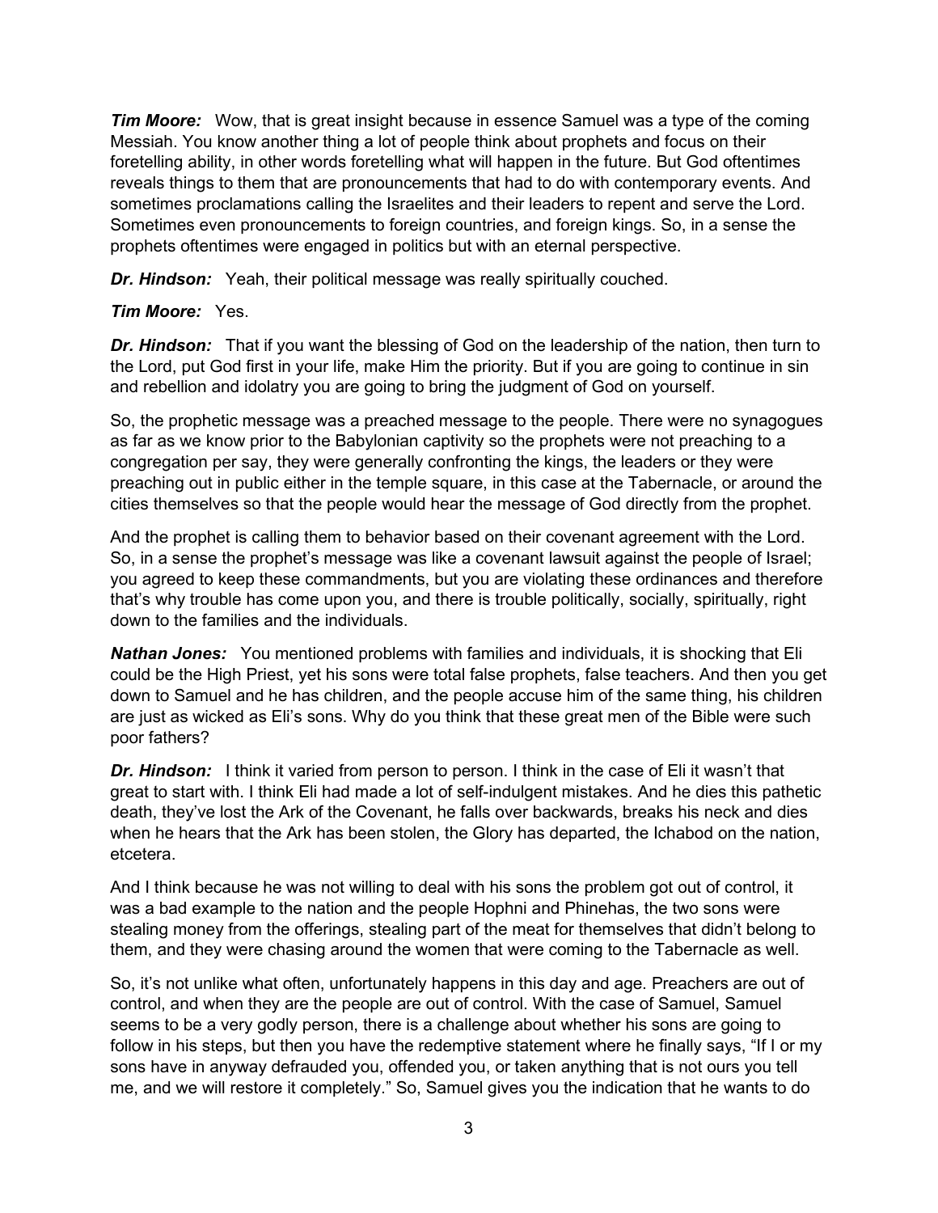***Tim Moore:*** Wow, that is great insight because in essence Samuel was a type of the coming Messiah. You know another thing a lot of people think about prophets and focus on their foretelling ability, in other words foretelling what will happen in the future. But God oftentimes reveals things to them that are pronouncements that had to do with contemporary events. And sometimes proclamations calling the Israelites and their leaders to repent and serve the Lord. Sometimes even pronouncements to foreign countries, and foreign kings. So, in a sense the prophets oftentimes were engaged in politics but with an eternal perspective.

***Dr. Hindson:*** Yeah, their political message was really spiritually couched.

***Tim Moore:*** Yes.

***Dr. Hindson:*** That if you want the blessing of God on the leadership of the nation, then turn to the Lord, put God first in your life, make Him the priority. But if you are going to continue in sin and rebellion and idolatry you are going to bring the judgment of God on yourself.

So, the prophetic message was a preached message to the people. There were no synagogues as far as we know prior to the Babylonian captivity so the prophets were not preaching to a congregation per say, they were generally confronting the kings, the leaders or they were preaching out in public either in the temple square, in this case at the Tabernacle, or around the cities themselves so that the people would hear the message of God directly from the prophet.

And the prophet is calling them to behavior based on their covenant agreement with the Lord. So, in a sense the prophet's message was like a covenant lawsuit against the people of Israel; you agreed to keep these commandments, but you are violating these ordinances and therefore that's why trouble has come upon you, and there is trouble politically, socially, spiritually, right down to the families and the individuals.

***Nathan Jones:*** You mentioned problems with families and individuals, it is shocking that Eli could be the High Priest, yet his sons were total false prophets, false teachers. And then you get down to Samuel and he has children, and the people accuse him of the same thing, his children are just as wicked as Eli's sons. Why do you think that these great men of the Bible were such poor fathers?

***Dr. Hindson:*** I think it varied from person to person. I think in the case of Eli it wasn't that great to start with. I think Eli had made a lot of self-indulgent mistakes. And he dies this pathetic death, they've lost the Ark of the Covenant, he falls over backwards, breaks his neck and dies when he hears that the Ark has been stolen, the Glory has departed, the Ichabod on the nation, etcetera.

And I think because he was not willing to deal with his sons the problem got out of control, it was a bad example to the nation and the people Hophni and Phinehas, the two sons were stealing money from the offerings, stealing part of the meat for themselves that didn't belong to them, and they were chasing around the women that were coming to the Tabernacle as well.

So, it's not unlike what often, unfortunately happens in this day and age. Preachers are out of control, and when they are the people are out of control. With the case of Samuel, Samuel seems to be a very godly person, there is a challenge about whether his sons are going to follow in his steps, but then you have the redemptive statement where he finally says, "If I or my sons have in anyway defrauded you, offended you, or taken anything that is not ours you tell me, and we will restore it completely." So, Samuel gives you the indication that he wants to do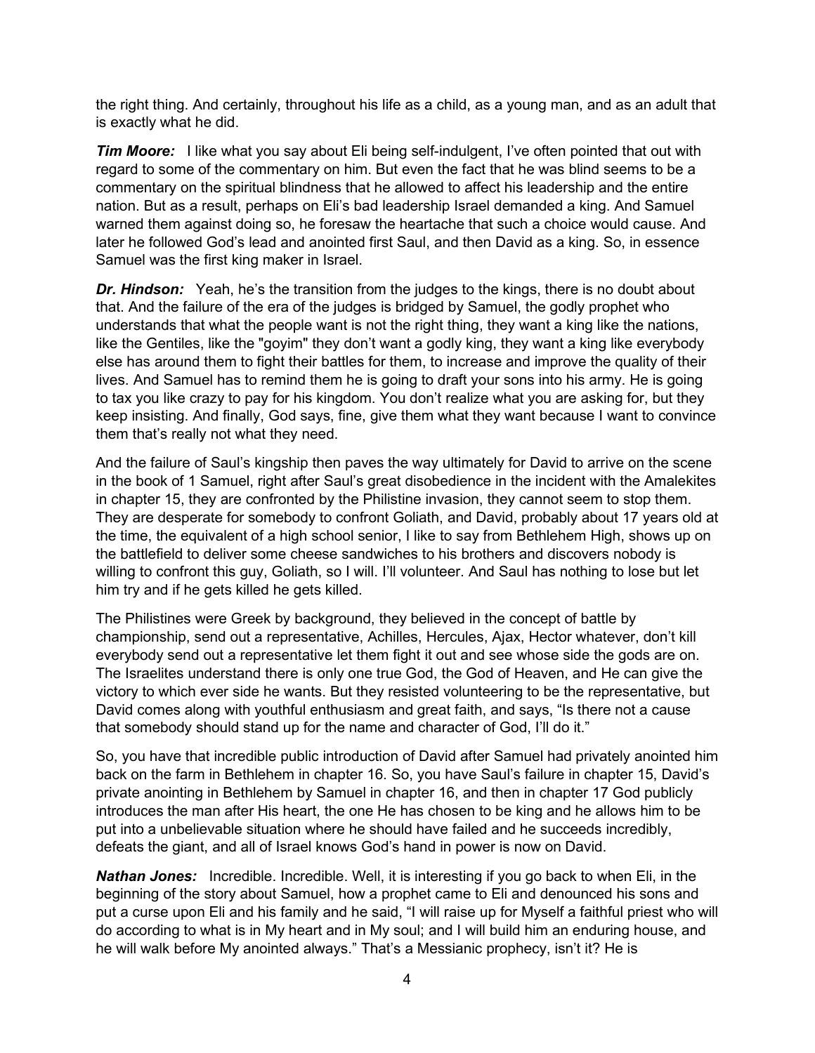the right thing. And certainly, throughout his life as a child, as a young man, and as an adult that is exactly what he did.

***Tim Moore:*** I like what you say about Eli being self-indulgent, I've often pointed that out with regard to some of the commentary on him. But even the fact that he was blind seems to be a commentary on the spiritual blindness that he allowed to affect his leadership and the entire nation. But as a result, perhaps on Eli's bad leadership Israel demanded a king. And Samuel warned them against doing so, he foresaw the heartache that such a choice would cause. And later he followed God's lead and anointed first Saul, and then David as a king. So, in essence Samuel was the first king maker in Israel.

***Dr. Hindson:*** Yeah, he's the transition from the judges to the kings, there is no doubt about that. And the failure of the era of the judges is bridged by Samuel, the godly prophet who understands that what the people want is not the right thing, they want a king like the nations, like the Gentiles, like the "goyim" they don't want a godly king, they want a king like everybody else has around them to fight their battles for them, to increase and improve the quality of their lives. And Samuel has to remind them he is going to draft your sons into his army. He is going to tax you like crazy to pay for his kingdom. You don't realize what you are asking for, but they keep insisting. And finally, God says, fine, give them what they want because I want to convince them that's really not what they need.

And the failure of Saul's kingship then paves the way ultimately for David to arrive on the scene in the book of 1 Samuel, right after Saul's great disobedience in the incident with the Amalekites in chapter 15, they are confronted by the Philistine invasion, they cannot seem to stop them. They are desperate for somebody to confront Goliath, and David, probably about 17 years old at the time, the equivalent of a high school senior, I like to say from Bethlehem High, shows up on the battlefield to deliver some cheese sandwiches to his brothers and discovers nobody is willing to confront this guy, Goliath, so I will. I'll volunteer. And Saul has nothing to lose but let him try and if he gets killed he gets killed.

The Philistines were Greek by background, they believed in the concept of battle by championship, send out a representative, Achilles, Hercules, Ajax, Hector whatever, don't kill everybody send out a representative let them fight it out and see whose side the gods are on. The Israelites understand there is only one true God, the God of Heaven, and He can give the victory to which ever side he wants. But they resisted volunteering to be the representative, but David comes along with youthful enthusiasm and great faith, and says, "Is there not a cause that somebody should stand up for the name and character of God, I'll do it."

So, you have that incredible public introduction of David after Samuel had privately anointed him back on the farm in Bethlehem in chapter 16. So, you have Saul's failure in chapter 15, David's private anointing in Bethlehem by Samuel in chapter 16, and then in chapter 17 God publicly introduces the man after His heart, the one He has chosen to be king and he allows him to be put into a unbelievable situation where he should have failed and he succeeds incredibly, defeats the giant, and all of Israel knows God's hand in power is now on David.

***Nathan Jones:*** Incredible. Incredible. Well, it is interesting if you go back to when Eli, in the beginning of the story about Samuel, how a prophet came to Eli and denounced his sons and put a curse upon Eli and his family and he said, "I will raise up for Myself a faithful priest who will do according to what is in My heart and in My soul; and I will build him an enduring house, and he will walk before My anointed always." That's a Messianic prophecy, isn't it? He is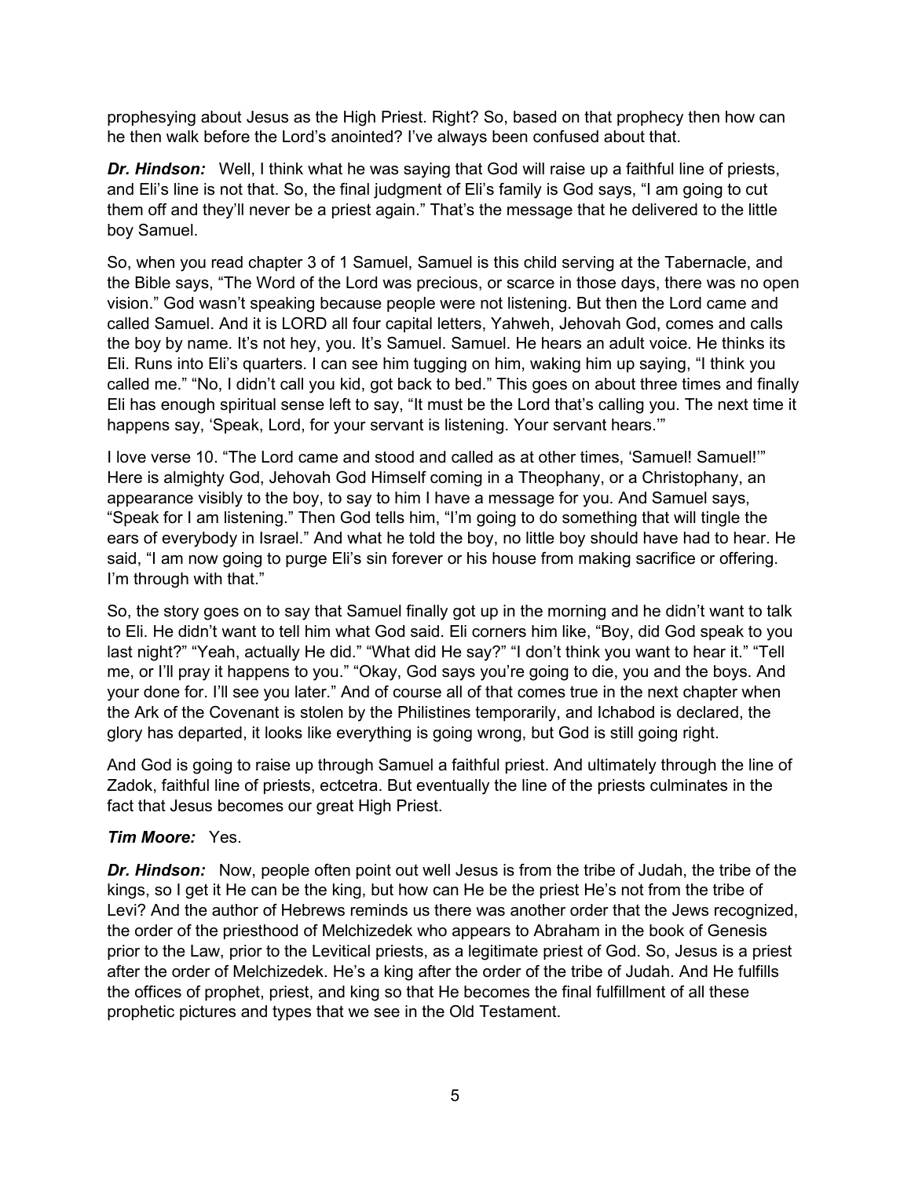prophesying about Jesus as the High Priest. Right? So, based on that prophecy then how can he then walk before the Lord's anointed? I've always been confused about that.

***Dr. Hindson:*** Well, I think what he was saying that God will raise up a faithful line of priests, and Eli's line is not that. So, the final judgment of Eli's family is God says, "I am going to cut them off and they'll never be a priest again." That's the message that he delivered to the little boy Samuel.

So, when you read chapter 3 of 1 Samuel, Samuel is this child serving at the Tabernacle, and the Bible says, "The Word of the Lord was precious, or scarce in those days, there was no open vision." God wasn't speaking because people were not listening. But then the Lord came and called Samuel. And it is LORD all four capital letters, Yahweh, Jehovah God, comes and calls the boy by name. It's not hey, you. It's Samuel. Samuel. He hears an adult voice. He thinks its Eli. Runs into Eli's quarters. I can see him tugging on him, waking him up saying, "I think you called me." "No, I didn't call you kid, got back to bed." This goes on about three times and finally Eli has enough spiritual sense left to say, "It must be the Lord that's calling you. The next time it happens say, 'Speak, Lord, for your servant is listening. Your servant hears.'"

I love verse 10. "The Lord came and stood and called as at other times, 'Samuel! Samuel!'" Here is almighty God, Jehovah God Himself coming in a Theophany, or a Christophany, an appearance visibly to the boy, to say to him I have a message for you. And Samuel says, "Speak for I am listening." Then God tells him, "I'm going to do something that will tingle the ears of everybody in Israel." And what he told the boy, no little boy should have had to hear. He said, "I am now going to purge Eli's sin forever or his house from making sacrifice or offering. I'm through with that."

So, the story goes on to say that Samuel finally got up in the morning and he didn't want to talk to Eli. He didn't want to tell him what God said. Eli corners him like, "Boy, did God speak to you last night?" "Yeah, actually He did." "What did He say?" "I don't think you want to hear it." "Tell me, or I'll pray it happens to you." "Okay, God says you're going to die, you and the boys. And your done for. I'll see you later." And of course all of that comes true in the next chapter when the Ark of the Covenant is stolen by the Philistines temporarily, and Ichabod is declared, the glory has departed, it looks like everything is going wrong, but God is still going right.

And God is going to raise up through Samuel a faithful priest. And ultimately through the line of Zadok, faithful line of priests, ectcetra. But eventually the line of the priests culminates in the fact that Jesus becomes our great High Priest.

***Tim Moore:*** Yes.

***Dr. Hindson:*** Now, people often point out well Jesus is from the tribe of Judah, the tribe of the kings, so I get it He can be the king, but how can He be the priest He's not from the tribe of Levi? And the author of Hebrews reminds us there was another order that the Jews recognized, the order of the priesthood of Melchizedek who appears to Abraham in the book of Genesis prior to the Law, prior to the Levitical priests, as a legitimate priest of God. So, Jesus is a priest after the order of Melchizedek. He's a king after the order of the tribe of Judah. And He fulfills the offices of prophet, priest, and king so that He becomes the final fulfillment of all these prophetic pictures and types that we see in the Old Testament.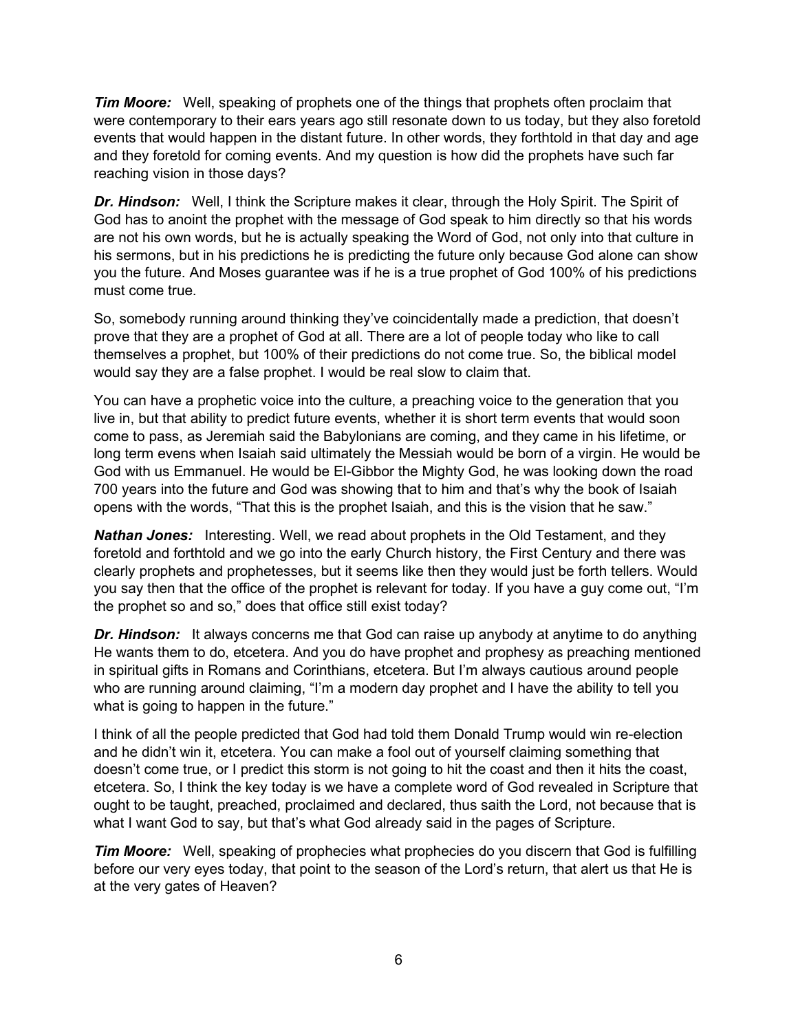***Tim Moore:*** Well, speaking of prophets one of the things that prophets often proclaim that were contemporary to their ears years ago still resonate down to us today, but they also foretold events that would happen in the distant future. In other words, they forthtold in that day and age and they foretold for coming events. And my question is how did the prophets have such far reaching vision in those days?

***Dr. Hindson:*** Well, I think the Scripture makes it clear, through the Holy Spirit. The Spirit of God has to anoint the prophet with the message of God speak to him directly so that his words are not his own words, but he is actually speaking the Word of God, not only into that culture in his sermons, but in his predictions he is predicting the future only because God alone can show you the future. And Moses guarantee was if he is a true prophet of God 100% of his predictions must come true.

So, somebody running around thinking they've coincidentally made a prediction, that doesn't prove that they are a prophet of God at all. There are a lot of people today who like to call themselves a prophet, but 100% of their predictions do not come true. So, the biblical model would say they are a false prophet. I would be real slow to claim that.

You can have a prophetic voice into the culture, a preaching voice to the generation that you live in, but that ability to predict future events, whether it is short term events that would soon come to pass, as Jeremiah said the Babylonians are coming, and they came in his lifetime, or long term evens when Isaiah said ultimately the Messiah would be born of a virgin. He would be God with us Emmanuel. He would be El-Gibbor the Mighty God, he was looking down the road 700 years into the future and God was showing that to him and that's why the book of Isaiah opens with the words, "That this is the prophet Isaiah, and this is the vision that he saw."

***Nathan Jones:*** Interesting. Well, we read about prophets in the Old Testament, and they foretold and forthtold and we go into the early Church history, the First Century and there was clearly prophets and prophetesses, but it seems like then they would just be forth tellers. Would you say then that the office of the prophet is relevant for today. If you have a guy come out, "I'm the prophet so and so," does that office still exist today?

***Dr. Hindson:*** It always concerns me that God can raise up anybody at anytime to do anything He wants them to do, etcetera. And you do have prophet and prophesy as preaching mentioned in spiritual gifts in Romans and Corinthians, etcetera. But I'm always cautious around people who are running around claiming, "I'm a modern day prophet and I have the ability to tell you what is going to happen in the future."

I think of all the people predicted that God had told them Donald Trump would win re-election and he didn't win it, etcetera. You can make a fool out of yourself claiming something that doesn't come true, or I predict this storm is not going to hit the coast and then it hits the coast, etcetera. So, I think the key today is we have a complete word of God revealed in Scripture that ought to be taught, preached, proclaimed and declared, thus saith the Lord, not because that is what I want God to say, but that's what God already said in the pages of Scripture.

***Tim Moore:*** Well, speaking of prophecies what prophecies do you discern that God is fulfilling before our very eyes today, that point to the season of the Lord's return, that alert us that He is at the very gates of Heaven?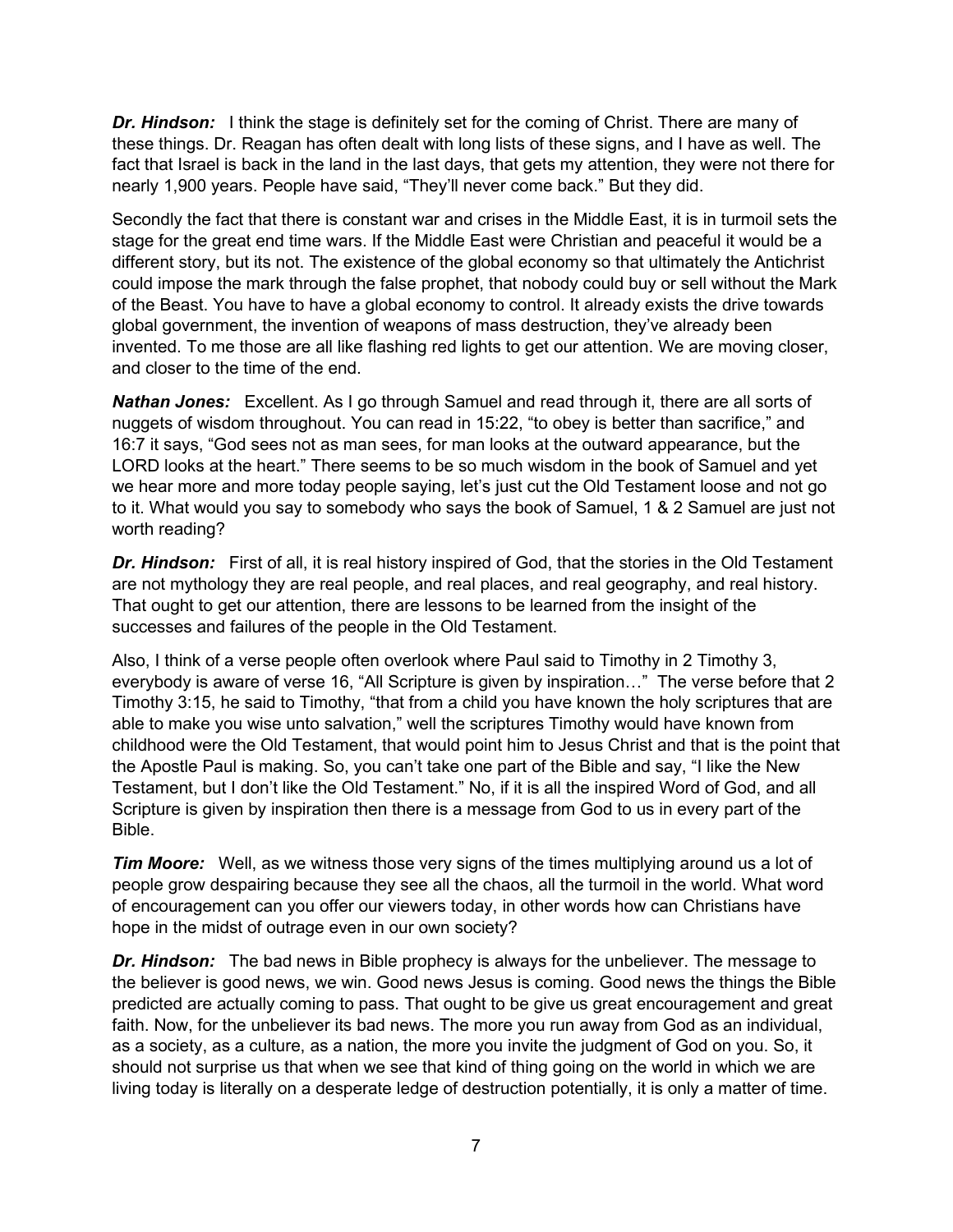***Dr. Hindson:*** I think the stage is definitely set for the coming of Christ. There are many of these things. Dr. Reagan has often dealt with long lists of these signs, and I have as well. The fact that Israel is back in the land in the last days, that gets my attention, they were not there for nearly 1,900 years. People have said, "They'll never come back." But they did.

Secondly the fact that there is constant war and crises in the Middle East, it is in turmoil sets the stage for the great end time wars. If the Middle East were Christian and peaceful it would be a different story, but its not. The existence of the global economy so that ultimately the Antichrist could impose the mark through the false prophet, that nobody could buy or sell without the Mark of the Beast. You have to have a global economy to control. It already exists the drive towards global government, the invention of weapons of mass destruction, they've already been invented. To me those are all like flashing red lights to get our attention. We are moving closer, and closer to the time of the end.

***Nathan Jones:*** Excellent. As I go through Samuel and read through it, there are all sorts of nuggets of wisdom throughout. You can read in 15:22, "to obey is better than sacrifice," and 16:7 it says, "God sees not as man sees, for man looks at the outward appearance, but the LORD looks at the heart." There seems to be so much wisdom in the book of Samuel and yet we hear more and more today people saying, let's just cut the Old Testament loose and not go to it. What would you say to somebody who says the book of Samuel, 1 & 2 Samuel are just not worth reading?

***Dr. Hindson:*** First of all, it is real history inspired of God, that the stories in the Old Testament are not mythology they are real people, and real places, and real geography, and real history. That ought to get our attention, there are lessons to be learned from the insight of the successes and failures of the people in the Old Testament.

Also, I think of a verse people often overlook where Paul said to Timothy in 2 Timothy 3, everybody is aware of verse 16, "All Scripture is given by inspiration…" The verse before that 2 Timothy 3:15, he said to Timothy, "that from a child you have known the holy scriptures that are able to make you wise unto salvation," well the scriptures Timothy would have known from childhood were the Old Testament, that would point him to Jesus Christ and that is the point that the Apostle Paul is making. So, you can't take one part of the Bible and say, "I like the New Testament, but I don't like the Old Testament." No, if it is all the inspired Word of God, and all Scripture is given by inspiration then there is a message from God to us in every part of the Bible.

***Tim Moore:*** Well, as we witness those very signs of the times multiplying around us a lot of people grow despairing because they see all the chaos, all the turmoil in the world. What word of encouragement can you offer our viewers today, in other words how can Christians have hope in the midst of outrage even in our own society?

***Dr. Hindson:*** The bad news in Bible prophecy is always for the unbeliever. The message to the believer is good news, we win. Good news Jesus is coming. Good news the things the Bible predicted are actually coming to pass. That ought to be give us great encouragement and great faith. Now, for the unbeliever its bad news. The more you run away from God as an individual, as a society, as a culture, as a nation, the more you invite the judgment of God on you. So, it should not surprise us that when we see that kind of thing going on the world in which we are living today is literally on a desperate ledge of destruction potentially, it is only a matter of time.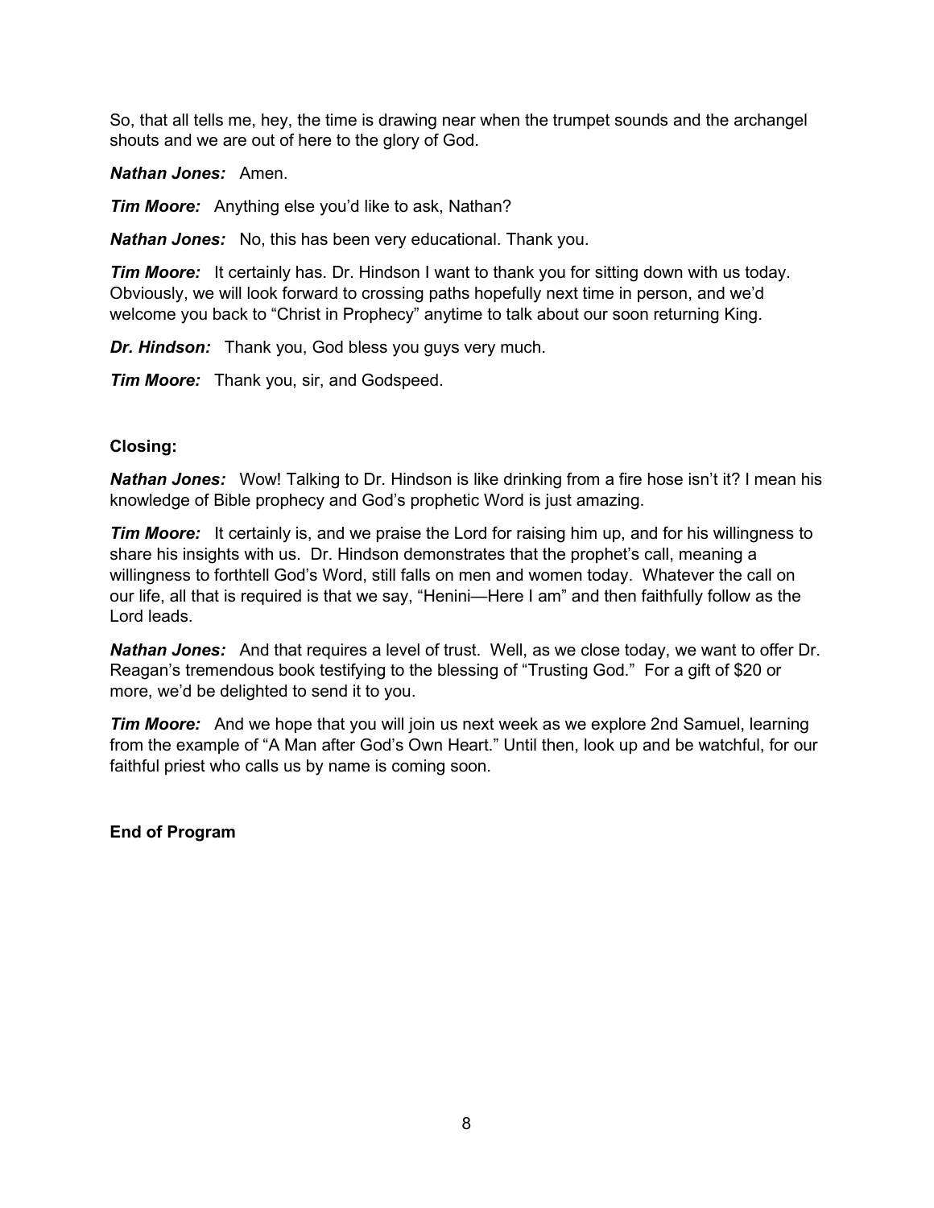So, that all tells me, hey, the time is drawing near when the trumpet sounds and the archangel shouts and we are out of here to the glory of God.

***Nathan Jones:*** Amen.

***Tim Moore:*** Anything else you'd like to ask, Nathan?

***Nathan Jones:*** No, this has been very educational. Thank you.

***Tim Moore:*** It certainly has. Dr. Hindson I want to thank you for sitting down with us today. Obviously, we will look forward to crossing paths hopefully next time in person, and we'd welcome you back to "Christ in Prophecy" anytime to talk about our soon returning King.

***Dr. Hindson:*** Thank you, God bless you guys very much.

***Tim Moore:*** Thank you, sir, and Godspeed.

**Closing:**

***Nathan Jones:*** Wow! Talking to Dr. Hindson is like drinking from a fire hose isn't it? I mean his knowledge of Bible prophecy and God's prophetic Word is just amazing.

***Tim Moore:*** It certainly is, and we praise the Lord for raising him up, and for his willingness to share his insights with us. Dr. Hindson demonstrates that the prophet's call, meaning a willingness to forthtell God's Word, still falls on men and women today. Whatever the call on our life, all that is required is that we say, "Henini—Here I am" and then faithfully follow as the Lord leads.

***Nathan Jones:*** And that requires a level of trust. Well, as we close today, we want to offer Dr. Reagan's tremendous book testifying to the blessing of "Trusting God." For a gift of $20 or more, we'd be delighted to send it to you.

***Tim Moore:*** And we hope that you will join us next week as we explore 2nd Samuel, learning from the example of "A Man after God's Own Heart." Until then, look up and be watchful, for our faithful priest who calls us by name is coming soon.

**End of Program**